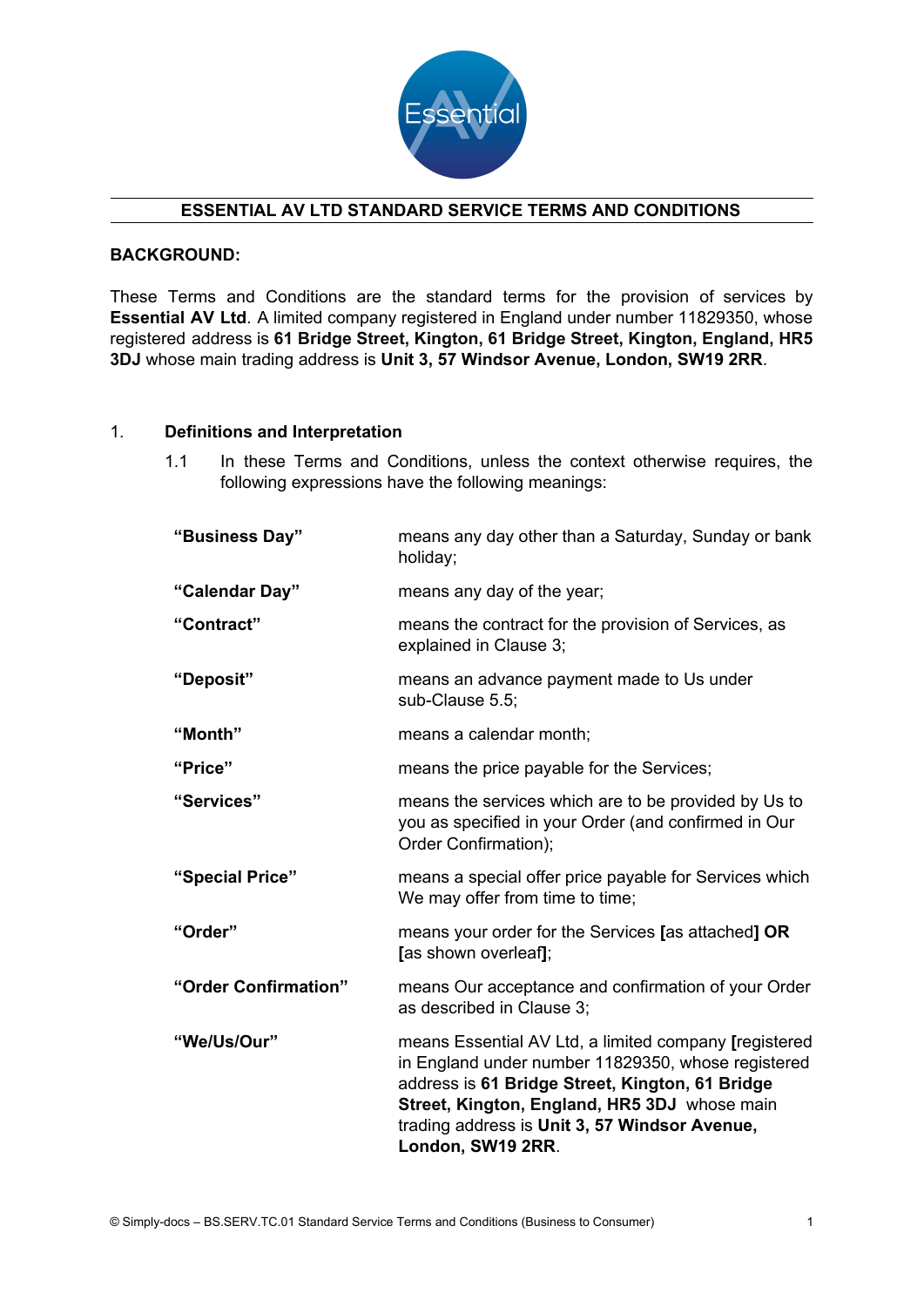## ESSENTIAL AV LTD STANDARD SERVICE TERMS AND CONDITIONS

**BACKGROUND:**

These Terms and Conditions are the standard terms for the provision of services by **Essential AV Ltd**. A limited company registered in England under number 11829350, whose registered address is **61 Bridge Street, Kington, 61 Bridge Street, Kington, England, HR5 3DJ** whose main trading address is **Unit 3, 57 Windsor Avenue, London, SW19 2RR**.

1. **Definitions and Interpretation**

   1.1 In these Terms and Conditions, unless the context otherwise requires, the following expressions have the following meanings:

| | |
|---|---|
| **"Business Day"** | means any day other than a Saturday, Sunday or bank holiday; |
| **"Calendar Day"** | means any day of the year; |
| **"Contract"** | means the contract for the provision of Services, as explained in Clause 3; |
| **"Deposit"** | means an advance payment made to Us under sub-Clause 5.5; |
| **"Month"** | means a calendar month; |
| **"Price"** | means the price payable for the Services; |
| **"Services"** | means the services which are to be provided by Us to you as specified in your Order (and confirmed in Our Order Confirmation); |
| **"Special Price"** | means a special offer price payable for Services which We may offer from time to time; |
| **"Order"** | means your order for the Services **[**as attached**] OR [**as shown overleaf**]**; |
| **"Order Confirmation"** | means Our acceptance and confirmation of your Order as described in Clause 3; |
| **"We/Us/Our"** | means Essential AV Ltd, a limited company **[**registered in England under number 11829350, whose registered address is **61 Bridge Street, Kington, 61 Bridge Street, Kington, England, HR5 3DJ** whose main trading address is **Unit 3, 57 Windsor Avenue, London, SW19 2RR**. |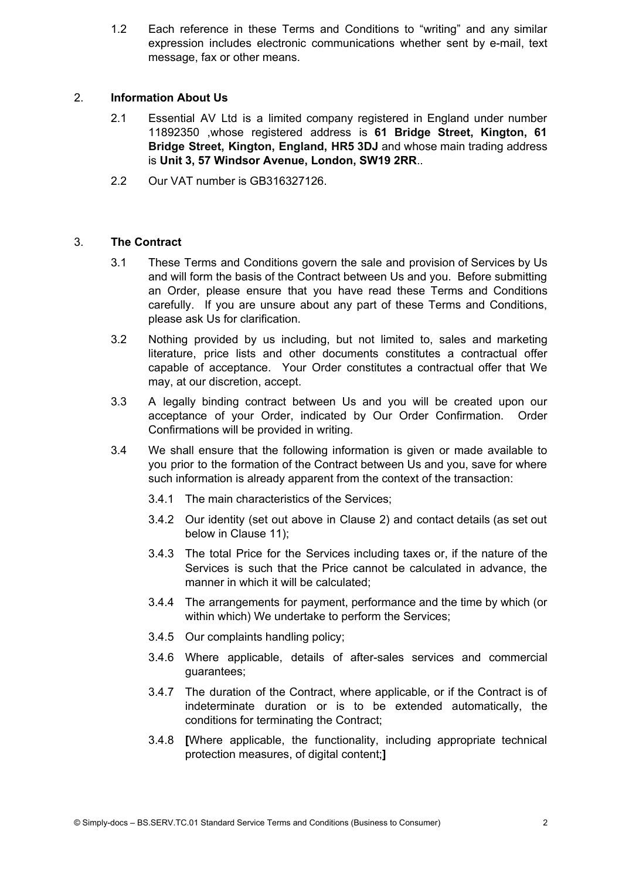1.2 Each reference in these Terms and Conditions to "writing" and any similar expression includes electronic communications whether sent by e-mail, text message, fax or other means.

## 2. Information About Us

2.1 Essential AV Ltd is a limited company registered in England under number 11892350 ,whose registered address is **61 Bridge Street, Kington, 61 Bridge Street, Kington, England, HR5 3DJ** and whose main trading address is **Unit 3, 57 Windsor Avenue, London, SW19 2RR**..

2.2 Our VAT number is GB316327126.

## 3. The Contract

3.1 These Terms and Conditions govern the sale and provision of Services by Us and will form the basis of the Contract between Us and you. Before submitting an Order, please ensure that you have read these Terms and Conditions carefully. If you are unsure about any part of these Terms and Conditions, please ask Us for clarification.

3.2 Nothing provided by us including, but not limited to, sales and marketing literature, price lists and other documents constitutes a contractual offer capable of acceptance. Your Order constitutes a contractual offer that We may, at our discretion, accept.

3.3 A legally binding contract between Us and you will be created upon our acceptance of your Order, indicated by Our Order Confirmation. Order Confirmations will be provided in writing.

3.4 We shall ensure that the following information is given or made available to you prior to the formation of the Contract between Us and you, save for where such information is already apparent from the context of the transaction:

3.4.1 The main characteristics of the Services;

3.4.2 Our identity (set out above in Clause 2) and contact details (as set out below in Clause 11);

3.4.3 The total Price for the Services including taxes or, if the nature of the Services is such that the Price cannot be calculated in advance, the manner in which it will be calculated;

3.4.4 The arrangements for payment, performance and the time by which (or within which) We undertake to perform the Services;

3.4.5 Our complaints handling policy;

3.4.6 Where applicable, details of after-sales services and commercial guarantees;

3.4.7 The duration of the Contract, where applicable, or if the Contract is of indeterminate duration or is to be extended automatically, the conditions for terminating the Contract;

3.4.8 **[**Where applicable, the functionality, including appropriate technical protection measures, of digital content;**]**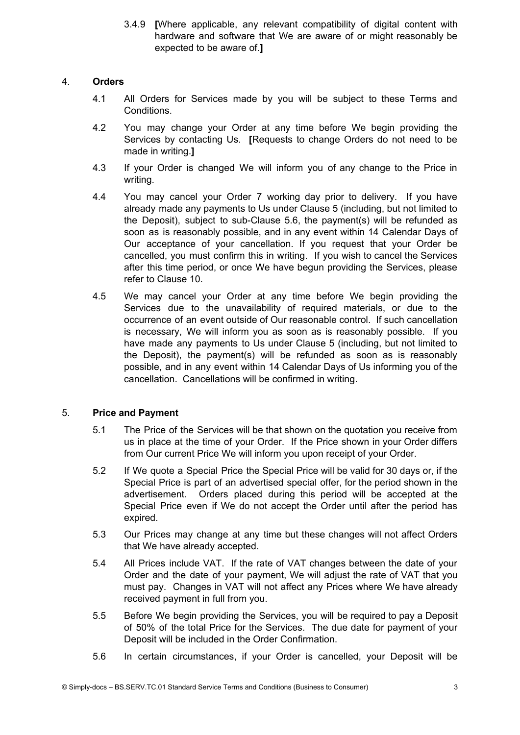3.4.9 **[**Where applicable, any relevant compatibility of digital content with hardware and software that We are aware of or might reasonably be expected to be aware of.**]**

## 4. Orders

4.1 All Orders for Services made by you will be subject to these Terms and Conditions.

4.2 You may change your Order at any time before We begin providing the Services by contacting Us. **[**Requests to change Orders do not need to be made in writing.**]**

4.3 If your Order is changed We will inform you of any change to the Price in writing.

4.4 You may cancel your Order 7 working day prior to delivery. If you have already made any payments to Us under Clause 5 (including, but not limited to the Deposit), subject to sub-Clause 5.6, the payment(s) will be refunded as soon as is reasonably possible, and in any event within 14 Calendar Days of Our acceptance of your cancellation. If you request that your Order be cancelled, you must confirm this in writing. If you wish to cancel the Services after this time period, or once We have begun providing the Services, please refer to Clause 10.

4.5 We may cancel your Order at any time before We begin providing the Services due to the unavailability of required materials, or due to the occurrence of an event outside of Our reasonable control. If such cancellation is necessary, We will inform you as soon as is reasonably possible. If you have made any payments to Us under Clause 5 (including, but not limited to the Deposit), the payment(s) will be refunded as soon as is reasonably possible, and in any event within 14 Calendar Days of Us informing you of the cancellation. Cancellations will be confirmed in writing.

## 5. Price and Payment

5.1 The Price of the Services will be that shown on the quotation you receive from us in place at the time of your Order. If the Price shown in your Order differs from Our current Price We will inform you upon receipt of your Order.

5.2 If We quote a Special Price the Special Price will be valid for 30 days or, if the Special Price is part of an advertised special offer, for the period shown in the advertisement. Orders placed during this period will be accepted at the Special Price even if We do not accept the Order until after the period has expired.

5.3 Our Prices may change at any time but these changes will not affect Orders that We have already accepted.

5.4 All Prices include VAT. If the rate of VAT changes between the date of your Order and the date of your payment, We will adjust the rate of VAT that you must pay. Changes in VAT will not affect any Prices where We have already received payment in full from you.

5.5 Before We begin providing the Services, you will be required to pay a Deposit of 50% of the total Price for the Services. The due date for payment of your Deposit will be included in the Order Confirmation.

5.6 In certain circumstances, if your Order is cancelled, your Deposit will be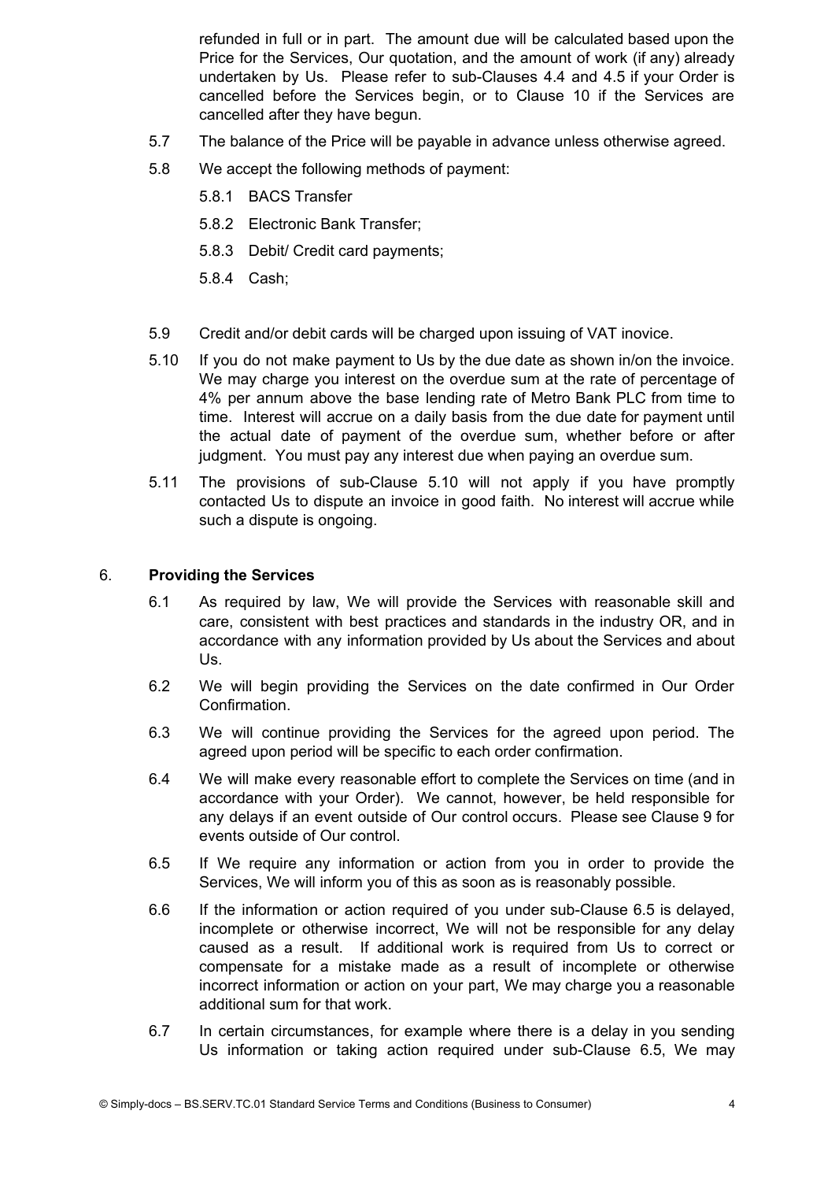refunded in full or in part. The amount due will be calculated based upon the Price for the Services, Our quotation, and the amount of work (if any) already undertaken by Us. Please refer to sub-Clauses 4.4 and 4.5 if your Order is cancelled before the Services begin, or to Clause 10 if the Services are cancelled after they have begun.

5.7 The balance of the Price will be payable in advance unless otherwise agreed.

5.8 We accept the following methods of payment:

5.8.1 BACS Transfer

5.8.2 Electronic Bank Transfer;

5.8.3 Debit/ Credit card payments;

5.8.4 Cash;

5.9 Credit and/or debit cards will be charged upon issuing of VAT inovice.

5.10 If you do not make payment to Us by the due date as shown in/on the invoice. We may charge you interest on the overdue sum at the rate of percentage of 4% per annum above the base lending rate of Metro Bank PLC from time to time. Interest will accrue on a daily basis from the due date for payment until the actual date of payment of the overdue sum, whether before or after judgment. You must pay any interest due when paying an overdue sum.

5.11 The provisions of sub-Clause 5.10 will not apply if you have promptly contacted Us to dispute an invoice in good faith. No interest will accrue while such a dispute is ongoing.

## 6. Providing the Services

6.1 As required by law, We will provide the Services with reasonable skill and care, consistent with best practices and standards in the industry OR, and in accordance with any information provided by Us about the Services and about Us.

6.2 We will begin providing the Services on the date confirmed in Our Order Confirmation.

6.3 We will continue providing the Services for the agreed upon period. The agreed upon period will be specific to each order confirmation.

6.4 We will make every reasonable effort to complete the Services on time (and in accordance with your Order). We cannot, however, be held responsible for any delays if an event outside of Our control occurs. Please see Clause 9 for events outside of Our control.

6.5 If We require any information or action from you in order to provide the Services, We will inform you of this as soon as is reasonably possible.

6.6 If the information or action required of you under sub-Clause 6.5 is delayed, incomplete or otherwise incorrect, We will not be responsible for any delay caused as a result. If additional work is required from Us to correct or compensate for a mistake made as a result of incomplete or otherwise incorrect information or action on your part, We may charge you a reasonable additional sum for that work.

6.7 In certain circumstances, for example where there is a delay in you sending Us information or taking action required under sub-Clause 6.5, We may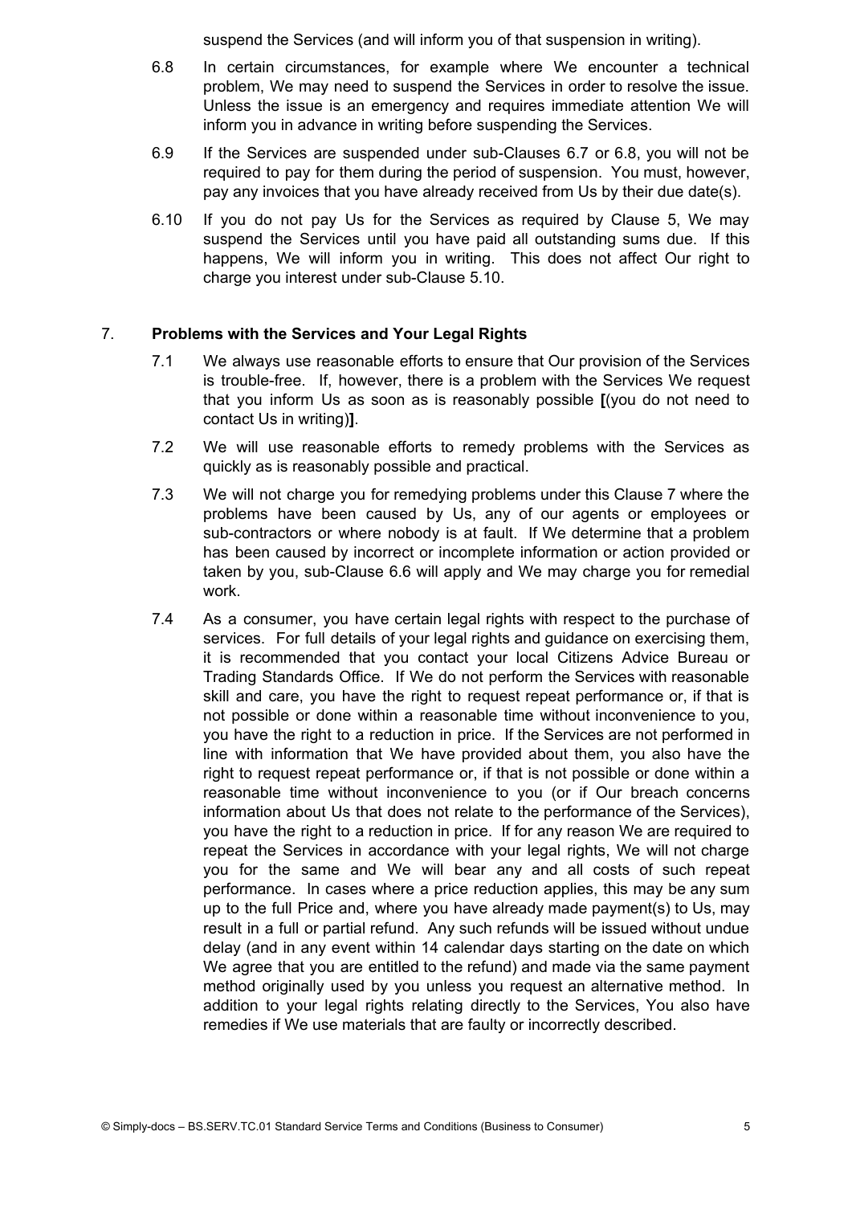suspend the Services (and will inform you of that suspension in writing).

6.8 In certain circumstances, for example where We encounter a technical problem, We may need to suspend the Services in order to resolve the issue. Unless the issue is an emergency and requires immediate attention We will inform you in advance in writing before suspending the Services.

6.9 If the Services are suspended under sub-Clauses 6.7 or 6.8, you will not be required to pay for them during the period of suspension. You must, however, pay any invoices that you have already received from Us by their due date(s).

6.10 If you do not pay Us for the Services as required by Clause 5, We may suspend the Services until you have paid all outstanding sums due. If this happens, We will inform you in writing. This does not affect Our right to charge you interest under sub-Clause 5.10.

## 7. **Problems with the Services and Your Legal Rights**

7.1 We always use reasonable efforts to ensure that Our provision of the Services is trouble-free. If, however, there is a problem with the Services We request that you inform Us as soon as is reasonably possible **[**(you do not need to contact Us in writing)**]**.

7.2 We will use reasonable efforts to remedy problems with the Services as quickly as is reasonably possible and practical.

7.3 We will not charge you for remedying problems under this Clause 7 where the problems have been caused by Us, any of our agents or employees or sub-contractors or where nobody is at fault. If We determine that a problem has been caused by incorrect or incomplete information or action provided or taken by you, sub-Clause 6.6 will apply and We may charge you for remedial work.

7.4 As a consumer, you have certain legal rights with respect to the purchase of services. For full details of your legal rights and guidance on exercising them, it is recommended that you contact your local Citizens Advice Bureau or Trading Standards Office. If We do not perform the Services with reasonable skill and care, you have the right to request repeat performance or, if that is not possible or done within a reasonable time without inconvenience to you, you have the right to a reduction in price. If the Services are not performed in line with information that We have provided about them, you also have the right to request repeat performance or, if that is not possible or done within a reasonable time without inconvenience to you (or if Our breach concerns information about Us that does not relate to the performance of the Services), you have the right to a reduction in price. If for any reason We are required to repeat the Services in accordance with your legal rights, We will not charge you for the same and We will bear any and all costs of such repeat performance. In cases where a price reduction applies, this may be any sum up to the full Price and, where you have already made payment(s) to Us, may result in a full or partial refund. Any such refunds will be issued without undue delay (and in any event within 14 calendar days starting on the date on which We agree that you are entitled to the refund) and made via the same payment method originally used by you unless you request an alternative method. In addition to your legal rights relating directly to the Services, You also have remedies if We use materials that are faulty or incorrectly described.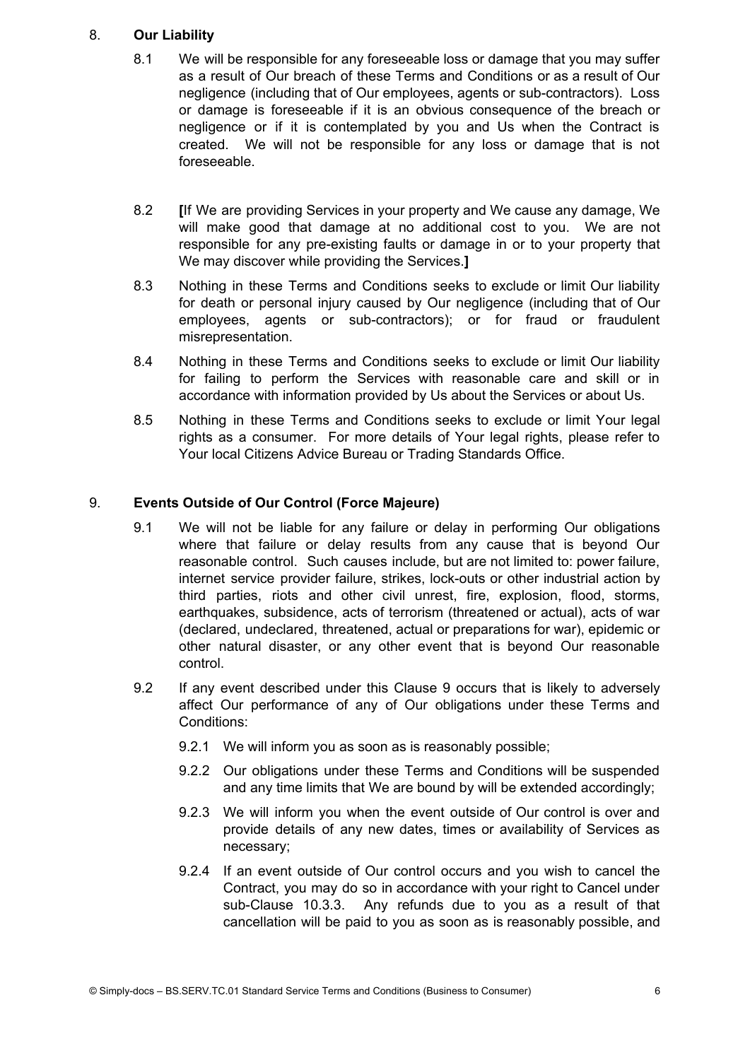## 8. **Our Liability**

8.1 We will be responsible for any foreseeable loss or damage that you may suffer as a result of Our breach of these Terms and Conditions or as a result of Our negligence (including that of Our employees, agents or sub-contractors). Loss or damage is foreseeable if it is an obvious consequence of the breach or negligence or if it is contemplated by you and Us when the Contract is created. We will not be responsible for any loss or damage that is not foreseeable.

8.2 **[**If We are providing Services in your property and We cause any damage, We will make good that damage at no additional cost to you. We are not responsible for any pre-existing faults or damage in or to your property that We may discover while providing the Services.**]**

8.3 Nothing in these Terms and Conditions seeks to exclude or limit Our liability for death or personal injury caused by Our negligence (including that of Our employees, agents or sub-contractors); or for fraud or fraudulent misrepresentation.

8.4 Nothing in these Terms and Conditions seeks to exclude or limit Our liability for failing to perform the Services with reasonable care and skill or in accordance with information provided by Us about the Services or about Us.

8.5 Nothing in these Terms and Conditions seeks to exclude or limit Your legal rights as a consumer. For more details of Your legal rights, please refer to Your local Citizens Advice Bureau or Trading Standards Office.

## 9. **Events Outside of Our Control (Force Majeure)**

9.1 We will not be liable for any failure or delay in performing Our obligations where that failure or delay results from any cause that is beyond Our reasonable control. Such causes include, but are not limited to: power failure, internet service provider failure, strikes, lock-outs or other industrial action by third parties, riots and other civil unrest, fire, explosion, flood, storms, earthquakes, subsidence, acts of terrorism (threatened or actual), acts of war (declared, undeclared, threatened, actual or preparations for war), epidemic or other natural disaster, or any other event that is beyond Our reasonable control.

9.2 If any event described under this Clause 9 occurs that is likely to adversely affect Our performance of any of Our obligations under these Terms and Conditions:

9.2.1 We will inform you as soon as is reasonably possible;

9.2.2 Our obligations under these Terms and Conditions will be suspended and any time limits that We are bound by will be extended accordingly;

9.2.3 We will inform you when the event outside of Our control is over and provide details of any new dates, times or availability of Services as necessary;

9.2.4 If an event outside of Our control occurs and you wish to cancel the Contract, you may do so in accordance with your right to Cancel under sub-Clause 10.3.3. Any refunds due to you as a result of that cancellation will be paid to you as soon as is reasonably possible, and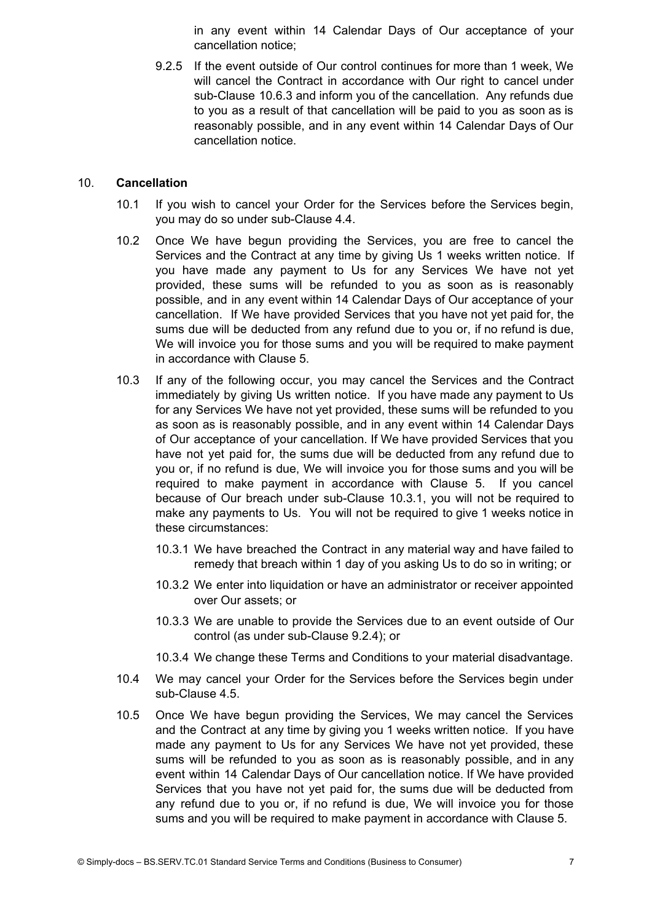in any event within 14 Calendar Days of Our acceptance of your cancellation notice;

9.2.5 If the event outside of Our control continues for more than 1 week, We will cancel the Contract in accordance with Our right to cancel under sub-Clause 10.6.3 and inform you of the cancellation. Any refunds due to you as a result of that cancellation will be paid to you as soon as is reasonably possible, and in any event within 14 Calendar Days of Our cancellation notice.

## 10. **Cancellation**

10.1 If you wish to cancel your Order for the Services before the Services begin, you may do so under sub-Clause 4.4.

10.2 Once We have begun providing the Services, you are free to cancel the Services and the Contract at any time by giving Us 1 weeks written notice. If you have made any payment to Us for any Services We have not yet provided, these sums will be refunded to you as soon as is reasonably possible, and in any event within 14 Calendar Days of Our acceptance of your cancellation. If We have provided Services that you have not yet paid for, the sums due will be deducted from any refund due to you or, if no refund is due, We will invoice you for those sums and you will be required to make payment in accordance with Clause 5.

10.3 If any of the following occur, you may cancel the Services and the Contract immediately by giving Us written notice. If you have made any payment to Us for any Services We have not yet provided, these sums will be refunded to you as soon as is reasonably possible, and in any event within 14 Calendar Days of Our acceptance of your cancellation. If We have provided Services that you have not yet paid for, the sums due will be deducted from any refund due to you or, if no refund is due, We will invoice you for those sums and you will be required to make payment in accordance with Clause 5. If you cancel because of Our breach under sub-Clause 10.3.1, you will not be required to make any payments to Us. You will not be required to give 1 weeks notice in these circumstances:

10.3.1 We have breached the Contract in any material way and have failed to remedy that breach within 1 day of you asking Us to do so in writing; or

10.3.2 We enter into liquidation or have an administrator or receiver appointed over Our assets; or

10.3.3 We are unable to provide the Services due to an event outside of Our control (as under sub-Clause 9.2.4); or

10.3.4 We change these Terms and Conditions to your material disadvantage.

10.4 We may cancel your Order for the Services before the Services begin under sub-Clause 4.5.

10.5 Once We have begun providing the Services, We may cancel the Services and the Contract at any time by giving you 1 weeks written notice. If you have made any payment to Us for any Services We have not yet provided, these sums will be refunded to you as soon as is reasonably possible, and in any event within 14 Calendar Days of Our cancellation notice. If We have provided Services that you have not yet paid for, the sums due will be deducted from any refund due to you or, if no refund is due, We will invoice you for those sums and you will be required to make payment in accordance with Clause 5.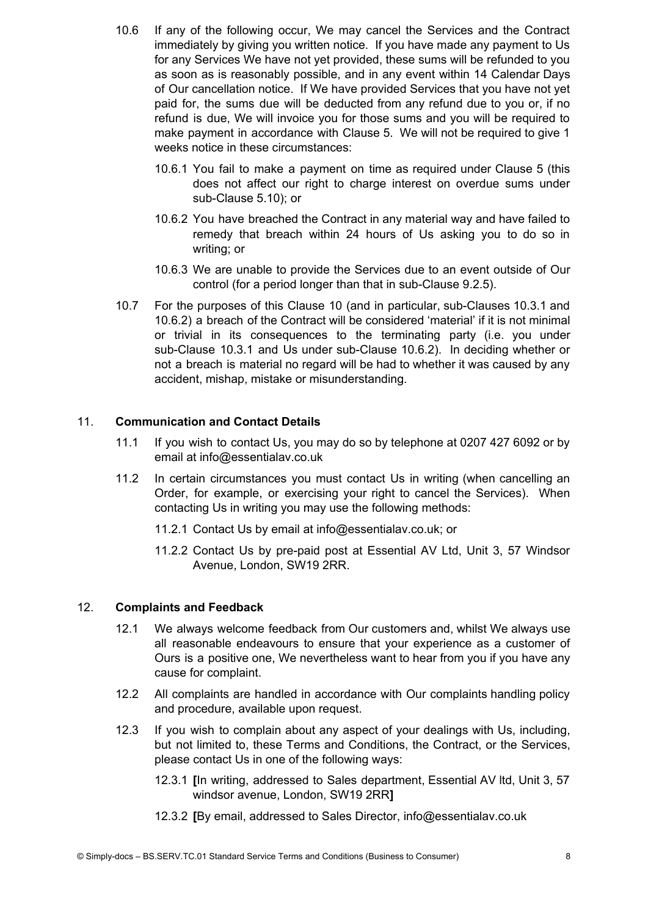10.6 If any of the following occur, We may cancel the Services and the Contract immediately by giving you written notice. If you have made any payment to Us for any Services We have not yet provided, these sums will be refunded to you as soon as is reasonably possible, and in any event within 14 Calendar Days of Our cancellation notice. If We have provided Services that you have not yet paid for, the sums due will be deducted from any refund due to you or, if no refund is due, We will invoice you for those sums and you will be required to make payment in accordance with Clause 5. We will not be required to give 1 weeks notice in these circumstances:

10.6.1 You fail to make a payment on time as required under Clause 5 (this does not affect our right to charge interest on overdue sums under sub-Clause 5.10); or

10.6.2 You have breached the Contract in any material way and have failed to remedy that breach within 24 hours of Us asking you to do so in writing; or

10.6.3 We are unable to provide the Services due to an event outside of Our control (for a period longer than that in sub-Clause 9.2.5).

10.7 For the purposes of this Clause 10 (and in particular, sub-Clauses 10.3.1 and 10.6.2) a breach of the Contract will be considered 'material' if it is not minimal or trivial in its consequences to the terminating party (i.e. you under sub-Clause 10.3.1 and Us under sub-Clause 10.6.2). In deciding whether or not a breach is material no regard will be had to whether it was caused by any accident, mishap, mistake or misunderstanding.

## 11. Communication and Contact Details

11.1 If you wish to contact Us, you may do so by telephone at 0207 427 6092 or by email at info@essentialav.co.uk

11.2 In certain circumstances you must contact Us in writing (when cancelling an Order, for example, or exercising your right to cancel the Services). When contacting Us in writing you may use the following methods:

11.2.1 Contact Us by email at info@essentialav.co.uk; or

11.2.2 Contact Us by pre-paid post at Essential AV Ltd, Unit 3, 57 Windsor Avenue, London, SW19 2RR.

## 12. Complaints and Feedback

12.1 We always welcome feedback from Our customers and, whilst We always use all reasonable endeavours to ensure that your experience as a customer of Ours is a positive one, We nevertheless want to hear from you if you have any cause for complaint.

12.2 All complaints are handled in accordance with Our complaints handling policy and procedure, available upon request.

12.3 If you wish to complain about any aspect of your dealings with Us, including, but not limited to, these Terms and Conditions, the Contract, or the Services, please contact Us in one of the following ways:

12.3.1 **[**In writing, addressed to Sales department, Essential AV ltd, Unit 3, 57 windsor avenue, London, SW19 2RR**]**

12.3.2 **[**By email, addressed to Sales Director, info@essentialav.co.uk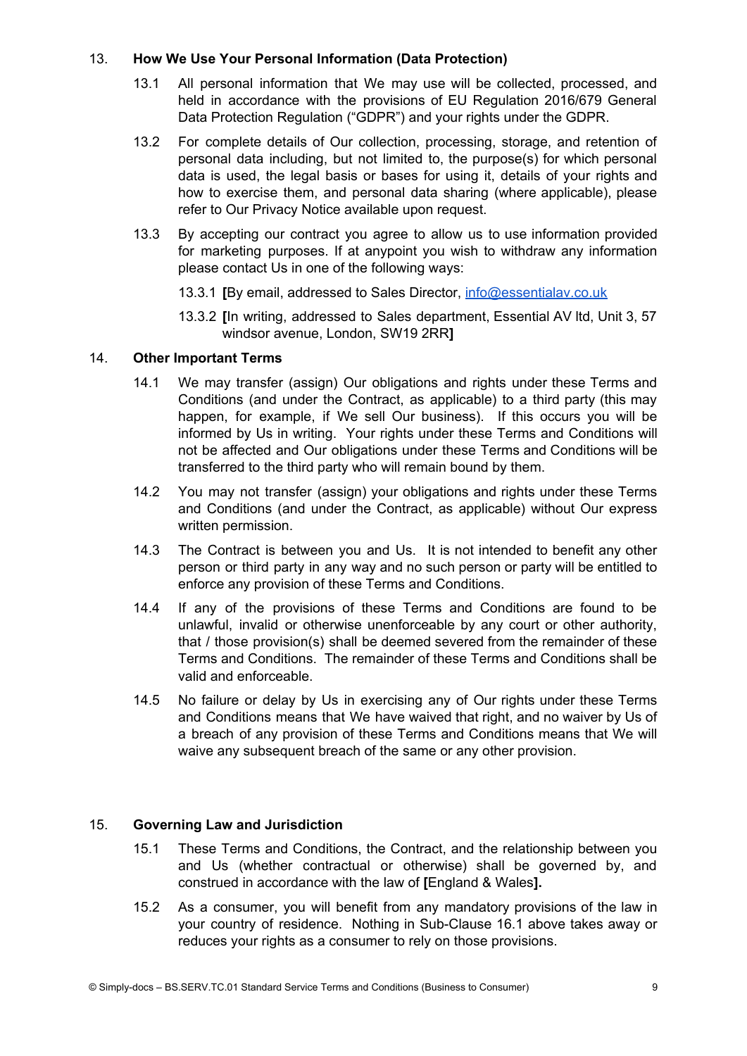## 13. How We Use Your Personal Information (Data Protection)

13.1 All personal information that We may use will be collected, processed, and held in accordance with the provisions of EU Regulation 2016/679 General Data Protection Regulation ("GDPR") and your rights under the GDPR.

13.2 For complete details of Our collection, processing, storage, and retention of personal data including, but not limited to, the purpose(s) for which personal data is used, the legal basis or bases for using it, details of your rights and how to exercise them, and personal data sharing (where applicable), please refer to Our Privacy Notice available upon request.

13.3 By accepting our contract you agree to allow us to use information provided for marketing purposes. If at anypoint you wish to withdraw any information please contact Us in one of the following ways:

13.3.1 **[**By email, addressed to Sales Director, info@essentialav.co.uk

13.3.2 **[**In writing, addressed to Sales department, Essential AV ltd, Unit 3, 57 windsor avenue, London, SW19 2RR**]**

## 14. Other Important Terms

14.1 We may transfer (assign) Our obligations and rights under these Terms and Conditions (and under the Contract, as applicable) to a third party (this may happen, for example, if We sell Our business). If this occurs you will be informed by Us in writing. Your rights under these Terms and Conditions will not be affected and Our obligations under these Terms and Conditions will be transferred to the third party who will remain bound by them.

14.2 You may not transfer (assign) your obligations and rights under these Terms and Conditions (and under the Contract, as applicable) without Our express written permission.

14.3 The Contract is between you and Us. It is not intended to benefit any other person or third party in any way and no such person or party will be entitled to enforce any provision of these Terms and Conditions.

14.4 If any of the provisions of these Terms and Conditions are found to be unlawful, invalid or otherwise unenforceable by any court or other authority, that / those provision(s) shall be deemed severed from the remainder of these Terms and Conditions. The remainder of these Terms and Conditions shall be valid and enforceable.

14.5 No failure or delay by Us in exercising any of Our rights under these Terms and Conditions means that We have waived that right, and no waiver by Us of a breach of any provision of these Terms and Conditions means that We will waive any subsequent breach of the same or any other provision.

## 15. Governing Law and Jurisdiction

15.1 These Terms and Conditions, the Contract, and the relationship between you and Us (whether contractual or otherwise) shall be governed by, and construed in accordance with the law of **[**England & Wales**].**

15.2 As a consumer, you will benefit from any mandatory provisions of the law in your country of residence. Nothing in Sub-Clause 16.1 above takes away or reduces your rights as a consumer to rely on those provisions.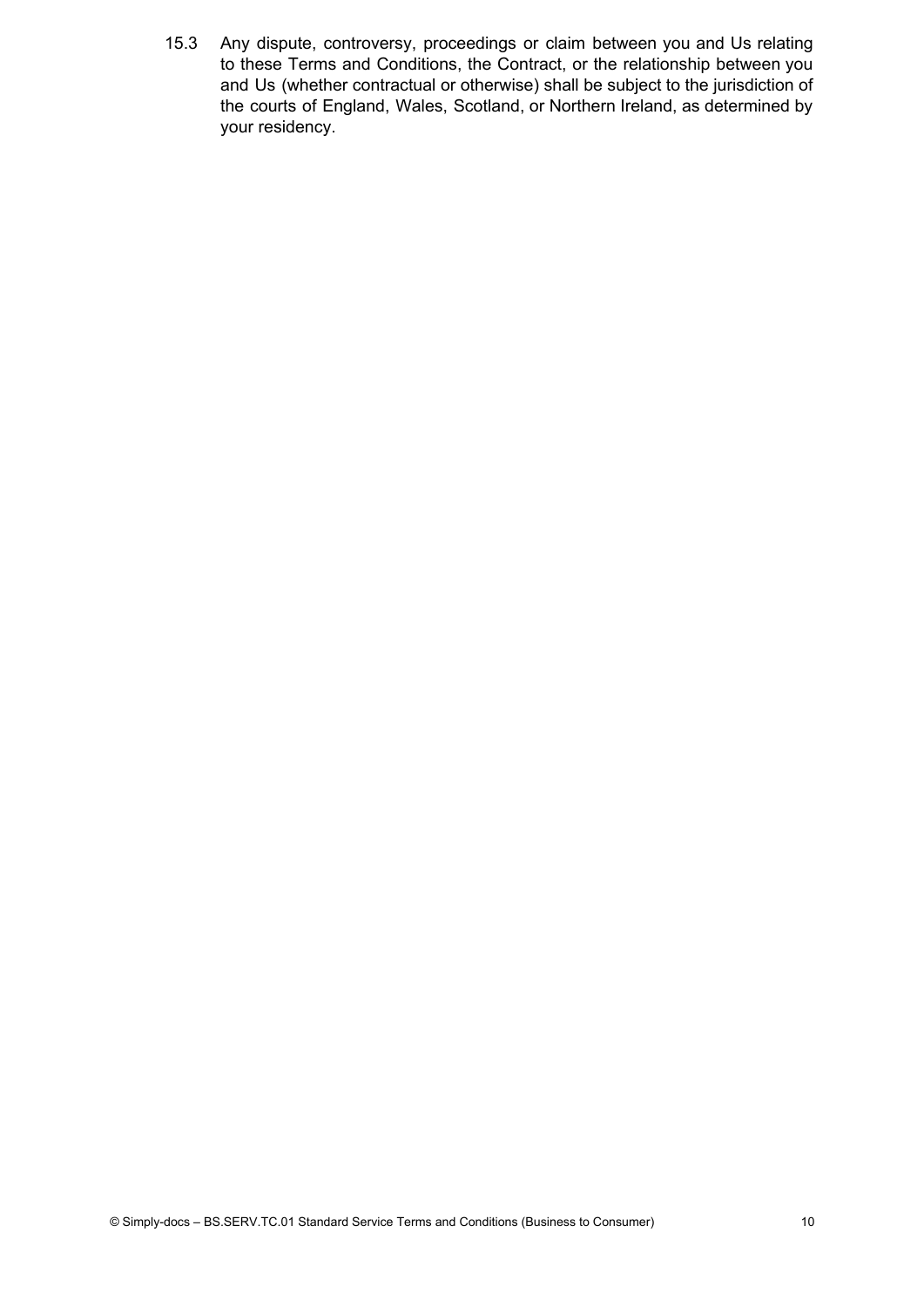15.3 Any dispute, controversy, proceedings or claim between you and Us relating to these Terms and Conditions, the Contract, or the relationship between you and Us (whether contractual or otherwise) shall be subject to the jurisdiction of the courts of England, Wales, Scotland, or Northern Ireland, as determined by your residency.